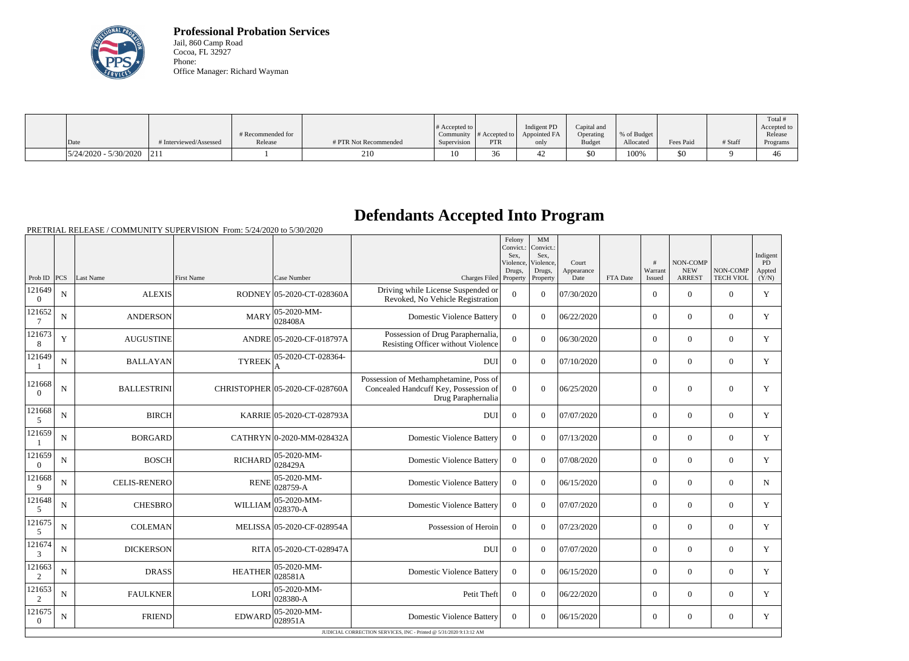**Professional Probation Services**
Jail, 860 Camp Road
Cocoa, FL 32927
Phone:
Office Manager: Richard Wayman

| Date | # Interviewed/Assessed | # Recommended for Release | # PTR Not Recommended | # Accepted to Community Supervision | # Accepted to PTR | Indigent PD Appointed FA only | Capital and Operating Budget | % of Budget Allocated | Fees Paid | # Staff | Total # Accepted to Release Programs |
|---|---|---|---|---|---|---|---|---|---|---|---|
| 5/24/2020 - 5/30/2020 | 211 | 1 | 210 | 10 | 36 | 42 | $0 | 100% | $0 | 9 | 46 |

# Defendants Accepted Into Program

PRETRIAL RELEASE / COMMUNITY SUPERVISION From: 5/24/2020 to 5/30/2020

| Prob ID | PCS | Last Name | First Name | Case Number | Charges Filed | Felony Convict.: Sex, Violence, Drugs, Property | MM Convict.: Sex, Violence, Drugs, Property | Court Appearance Date | FTA Date | # Warrant Issued | NON-COMP NEW ARREST | NON-COMP TECH VIOL | Indigent PD Appted (Y/N) |
|---|---|---|---|---|---|---|---|---|---|---|---|---|---|
| 1216490 | N | ALEXIS | RODNEY | 05-2020-CT-028360A | Driving while License Suspended or Revoked, No Vehicle Registration | 0 | 0 | 07/30/2020 | | 0 | 0 | 0 | Y |
| 1216527 | N | ANDERSON | MARY | 05-2020-MM-028408A | Domestic Violence Battery | 0 | 0 | 06/22/2020 | | 0 | 0 | 0 | Y |
| 1216738 | Y | AUGUSTINE | ANDRE | 05-2020-CF-018797A | Possession of Drug Paraphernalia, Resisting Officer without Violence | 0 | 0 | 06/30/2020 | | 0 | 0 | 0 | Y |
| 1216491 | N | BALLAYAN | TYREEK | 05-2020-CT-028364-A | DUI | 0 | 0 | 07/10/2020 | | 0 | 0 | 0 | Y |
| 1216680 | N | BALLESTRINI | CHRISTOPHER | 05-2020-CF-028760A | Possession of Methamphetamine, Poss of Concealed Handcuff Key, Possession of Drug Paraphernalia | 0 | 0 | 06/25/2020 | | 0 | 0 | 0 | Y |
| 1216685 | N | BIRCH | KARRIE | 05-2020-CT-028793A | DUI | 0 | 0 | 07/07/2020 | | 0 | 0 | 0 | Y |
| 1216591 | N | BORGARD | CATHRYN | 0-2020-MM-028432A | Domestic Violence Battery | 0 | 0 | 07/13/2020 | | 0 | 0 | 0 | Y |
| 1216590 | N | BOSCH | RICHARD | 05-2020-MM-028429A | Domestic Violence Battery | 0 | 0 | 07/08/2020 | | 0 | 0 | 0 | Y |
| 1216689 | N | CELIS-RENERO | RENE | 05-2020-MM-028759-A | Domestic Violence Battery | 0 | 0 | 06/15/2020 | | 0 | 0 | 0 | N |
| 1216485 | N | CHESBRO | WILLIAM | 05-2020-MM-028370-A | Domestic Violence Battery | 0 | 0 | 07/07/2020 | | 0 | 0 | 0 | Y |
| 1216755 | N | COLEMAN | MELISSA | 05-2020-CF-028954A | Possession of Heroin | 0 | 0 | 07/23/2020 | | 0 | 0 | 0 | Y |
| 1216743 | N | DICKERSON | RITA | 05-2020-CT-028947A | DUI | 0 | 0 | 07/07/2020 | | 0 | 0 | 0 | Y |
| 1216632 | N | DRASS | HEATHER | 05-2020-MM-028581A | Domestic Violence Battery | 0 | 0 | 06/15/2020 | | 0 | 0 | 0 | Y |
| 1216532 | N | FAULKNER | LORI | 05-2020-MM-028380-A | Petit Theft | 0 | 0 | 06/22/2020 | | 0 | 0 | 0 | Y |
| 1216750 | N | FRIEND | EDWARD | 05-2020-MM-028951A | Domestic Violence Battery | 0 | 0 | 06/15/2020 | | 0 | 0 | 0 | Y |

JUDICIAL CORRECTION SERVICES, INC - Printed @ 5/31/2020 9:13:12 AM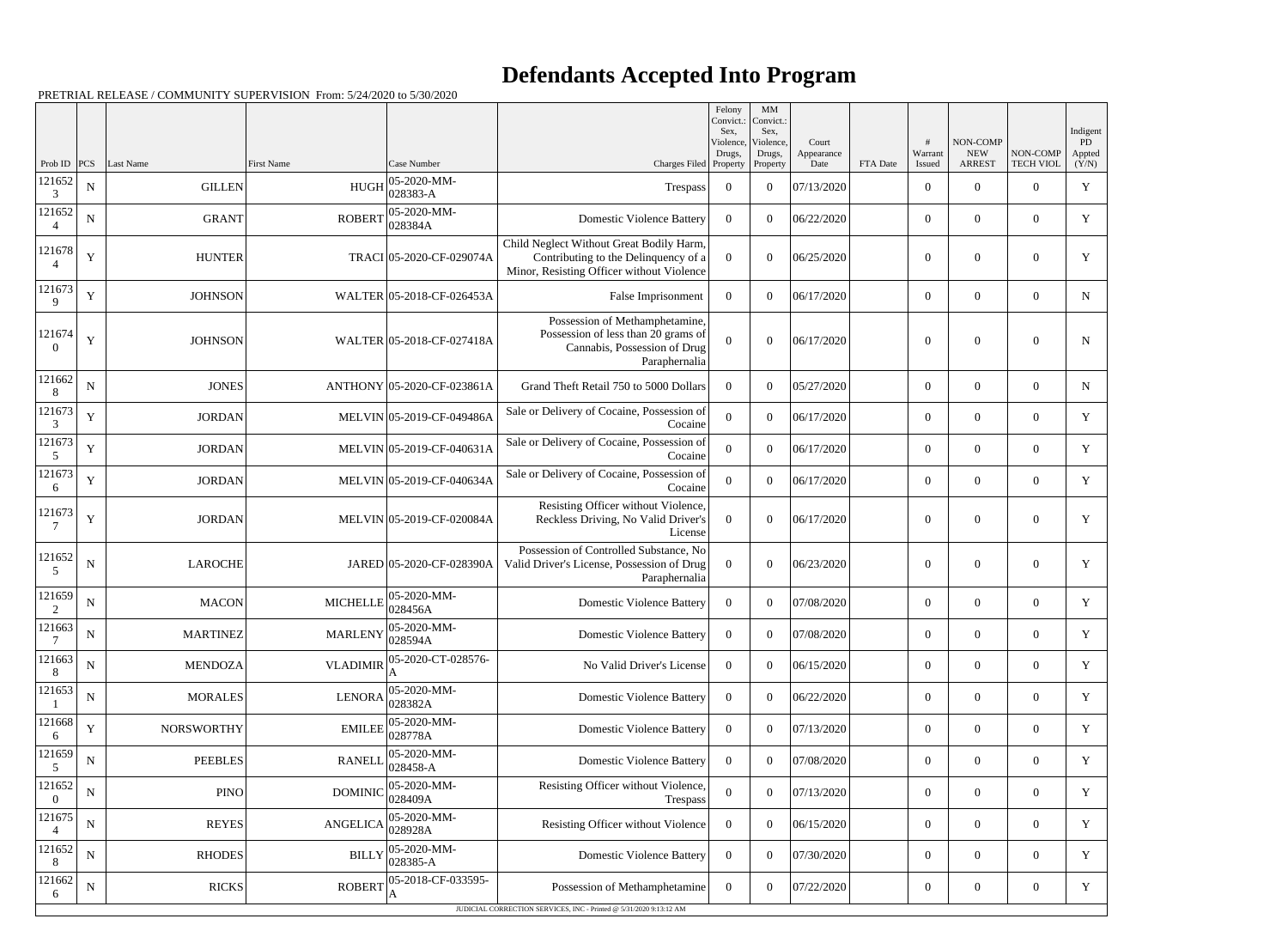# Defendants Accepted Into Program

PRETRIAL RELEASE / COMMUNITY SUPERVISION From: 5/24/2020 to 5/30/2020

| Prob ID | PCS | Last Name | First Name | Case Number | Charges Filed | Felony Convict.: Sex, Violence, Drugs, Property | MM Convict.: Sex, Violence, Drugs, Property | Court Appearance Date | FTA Date | # Warrant Issued | NON-COMP NEW ARREST | NON-COMP TECH VIOL | Indigent PD Appted (Y/N) |
|---|---|---|---|---|---|---|---|---|---|---|---|---|---|
| 1216523 | N | GILLEN | HUGH | 05-2020-MM-028383-A | Trespass | 0 | 0 | 07/13/2020 | | 0 | 0 | 0 | Y |
| 1216524 | N | GRANT | ROBERT | 05-2020-MM-028384A | Domestic Violence Battery | 0 | 0 | 06/22/2020 | | 0 | 0 | 0 | Y |
| 1216784 | Y | HUNTER | TRACI | 05-2020-CF-029074A | Child Neglect Without Great Bodily Harm, Contributing to the Delinquency of a Minor, Resisting Officer without Violence | 0 | 0 | 06/25/2020 | | 0 | 0 | 0 | Y |
| 1216739 | Y | JOHNSON | WALTER | 05-2018-CF-026453A | False Imprisonment | 0 | 0 | 06/17/2020 | | 0 | 0 | 0 | N |
| 1216740 | Y | JOHNSON | WALTER | 05-2018-CF-027418A | Possession of Methamphetamine, Possession of less than 20 grams of Cannabis, Possession of Drug Paraphernalia | 0 | 0 | 06/17/2020 | | 0 | 0 | 0 | N |
| 1216628 | N | JONES | ANTHONY | 05-2020-CF-023861A | Grand Theft Retail 750 to 5000 Dollars | 0 | 0 | 05/27/2020 | | 0 | 0 | 0 | N |
| 1216733 | Y | JORDAN | MELVIN | 05-2019-CF-049486A | Sale or Delivery of Cocaine, Possession of Cocaine | 0 | 0 | 06/17/2020 | | 0 | 0 | 0 | Y |
| 1216735 | Y | JORDAN | MELVIN | 05-2019-CF-040631A | Sale or Delivery of Cocaine, Possession of Cocaine | 0 | 0 | 06/17/2020 | | 0 | 0 | 0 | Y |
| 1216736 | Y | JORDAN | MELVIN | 05-2019-CF-040634A | Sale or Delivery of Cocaine, Possession of Cocaine | 0 | 0 | 06/17/2020 | | 0 | 0 | 0 | Y |
| 1216737 | Y | JORDAN | MELVIN | 05-2019-CF-020084A | Resisting Officer without Violence, Reckless Driving, No Valid Driver's License | 0 | 0 | 06/17/2020 | | 0 | 0 | 0 | Y |
| 1216525 | N | LAROCHE | JARED | 05-2020-CF-028390A | Possession of Controlled Substance, No Valid Driver's License, Possession of Drug Paraphernalia | 0 | 0 | 06/23/2020 | | 0 | 0 | 0 | Y |
| 1216592 | N | MACON | MICHELLE | 05-2020-MM-028456A | Domestic Violence Battery | 0 | 0 | 07/08/2020 | | 0 | 0 | 0 | Y |
| 1216637 | N | MARTINEZ | MARLENY | 05-2020-MM-028594A | Domestic Violence Battery | 0 | 0 | 07/08/2020 | | 0 | 0 | 0 | Y |
| 1216638 | N | MENDOZA | VLADIMIR | 05-2020-CT-028576-A | No Valid Driver's License | 0 | 0 | 06/15/2020 | | 0 | 0 | 0 | Y |
| 1216531 | N | MORALES | LENORA | 05-2020-MM-028382A | Domestic Violence Battery | 0 | 0 | 06/22/2020 | | 0 | 0 | 0 | Y |
| 1216686 | Y | NORSWORTHY | EMILEE | 05-2020-MM-028778A | Domestic Violence Battery | 0 | 0 | 07/13/2020 | | 0 | 0 | 0 | Y |
| 1216595 | N | PEEBLES | RANELL | 05-2020-MM-028458-A | Domestic Violence Battery | 0 | 0 | 07/08/2020 | | 0 | 0 | 0 | Y |
| 1216520 | N | PINO | DOMINIC | 05-2020-MM-028409A | Resisting Officer without Violence, Trespass | 0 | 0 | 07/13/2020 | | 0 | 0 | 0 | Y |
| 1216754 | N | REYES | ANGELICA | 05-2020-MM-028928A | Resisting Officer without Violence | 0 | 0 | 06/15/2020 | | 0 | 0 | 0 | Y |
| 1216528 | N | RHODES | BILLY | 05-2020-MM-028385-A | Domestic Violence Battery | 0 | 0 | 07/30/2020 | | 0 | 0 | 0 | Y |
| 1216626 | N | RICKS | ROBERT | 05-2018-CF-033595-A | Possession of Methamphetamine | 0 | 0 | 07/22/2020 | | 0 | 0 | 0 | Y |

JUDICIAL CORRECTION SERVICES, INC - Printed @ 5/31/2020 9:13:12 AM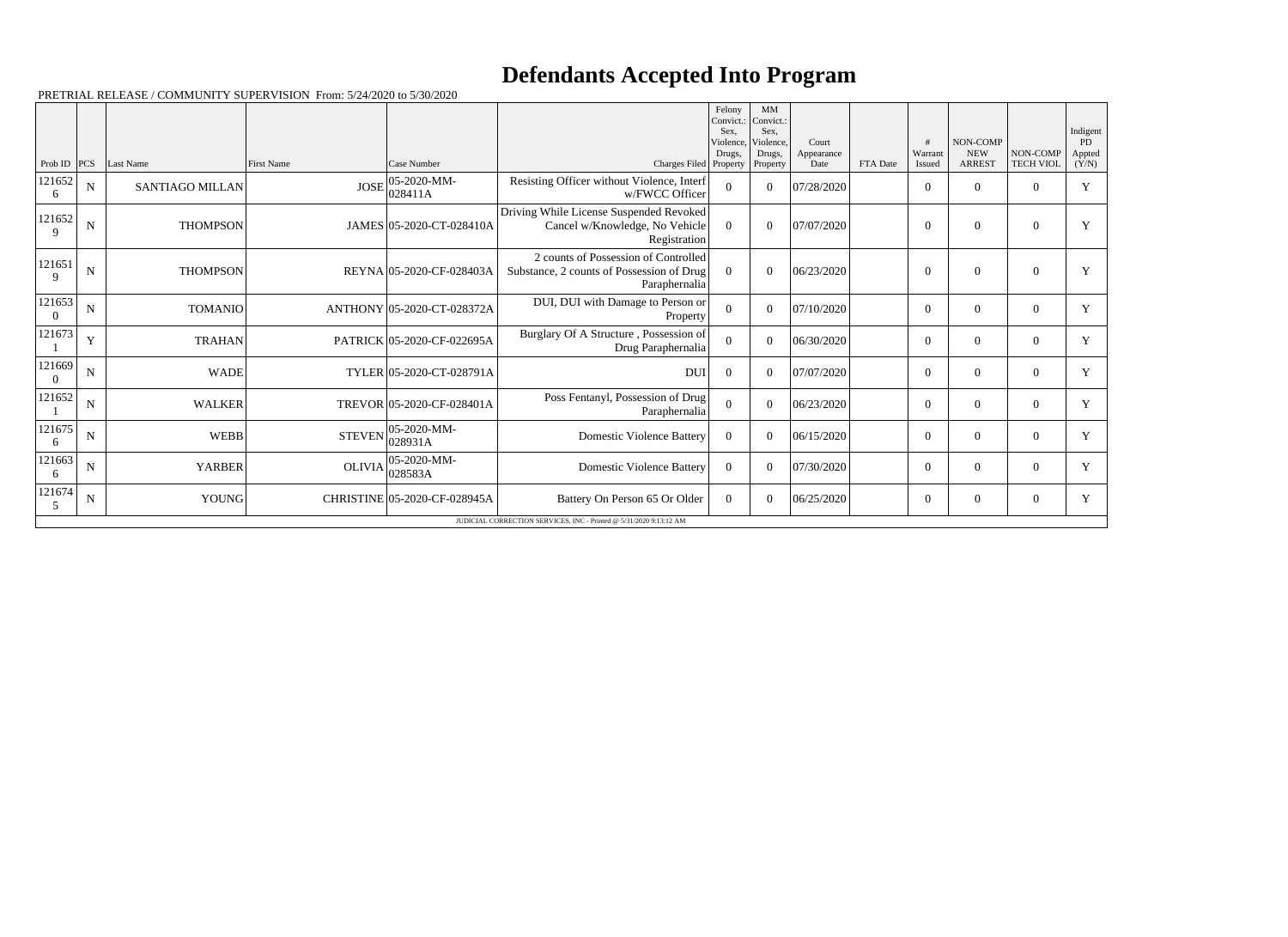# Defendants Accepted Into Program

PRETRIAL RELEASE / COMMUNITY SUPERVISION From: 5/24/2020 to 5/30/2020

| Prob ID | PCS | Last Name | First Name | Case Number | Charges Filed | Felony Convict.: Sex, Violence, Drugs, Property | MM Convict.: Sex, Violence, Drugs, Property | Court Appearance Date | FTA Date | # Warrant Issued | NON-COMP NEW ARREST | NON-COMP TECH VIOL | Indigent PD Appted (Y/N) |
|---|---|---|---|---|---|---|---|---|---|---|---|---|---|
| 1216526 | N | SANTIAGO MILLAN | JOSE | 05-2020-MM-028411A | Resisting Officer without Violence, Interf w/FWCC Officer | 0 | 0 | 07/28/2020 | | 0 | 0 | 0 | Y |
| 1216529 | N | THOMPSON | JAMES | 05-2020-CT-028410A | Driving While License Suspended Revoked Cancel w/Knowledge, No Vehicle Registration | 0 | 0 | 07/07/2020 | | 0 | 0 | 0 | Y |
| 1216519 | N | THOMPSON | REYNA | 05-2020-CF-028403A | 2 counts of Possession of Controlled Substance, 2 counts of Possession of Drug Paraphernalia | 0 | 0 | 06/23/2020 | | 0 | 0 | 0 | Y |
| 1216530 | N | TOMANIO | ANTHONY | 05-2020-CT-028372A | DUI, DUI with Damage to Person or Property | 0 | 0 | 07/10/2020 | | 0 | 0 | 0 | Y |
| 1216731 | Y | TRAHAN | PATRICK | 05-2020-CF-022695A | Burglary Of A Structure , Possession of Drug Paraphernalia | 0 | 0 | 06/30/2020 | | 0 | 0 | 0 | Y |
| 1216690 | N | WADE | TYLER | 05-2020-CT-028791A | DUI | 0 | 0 | 07/07/2020 | | 0 | 0 | 0 | Y |
| 1216521 | N | WALKER | TREVOR | 05-2020-CF-028401A | Poss Fentanyl, Possession of Drug Paraphernalia | 0 | 0 | 06/23/2020 | | 0 | 0 | 0 | Y |
| 1216756 | N | WEBB | STEVEN | 05-2020-MM-028931A | Domestic Violence Battery | 0 | 0 | 06/15/2020 | | 0 | 0 | 0 | Y |
| 1216636 | N | YARBER | OLIVIA | 05-2020-MM-028583A | Domestic Violence Battery | 0 | 0 | 07/30/2020 | | 0 | 0 | 0 | Y |
| 1216745 | N | YOUNG | CHRISTINE | 05-2020-CF-028945A | Battery On Person 65 Or Older | 0 | 0 | 06/25/2020 | | 0 | 0 | 0 | Y |

JUDICIAL CORRECTION SERVICES, INC - Printed @ 5/31/2020 9:13:12 AM